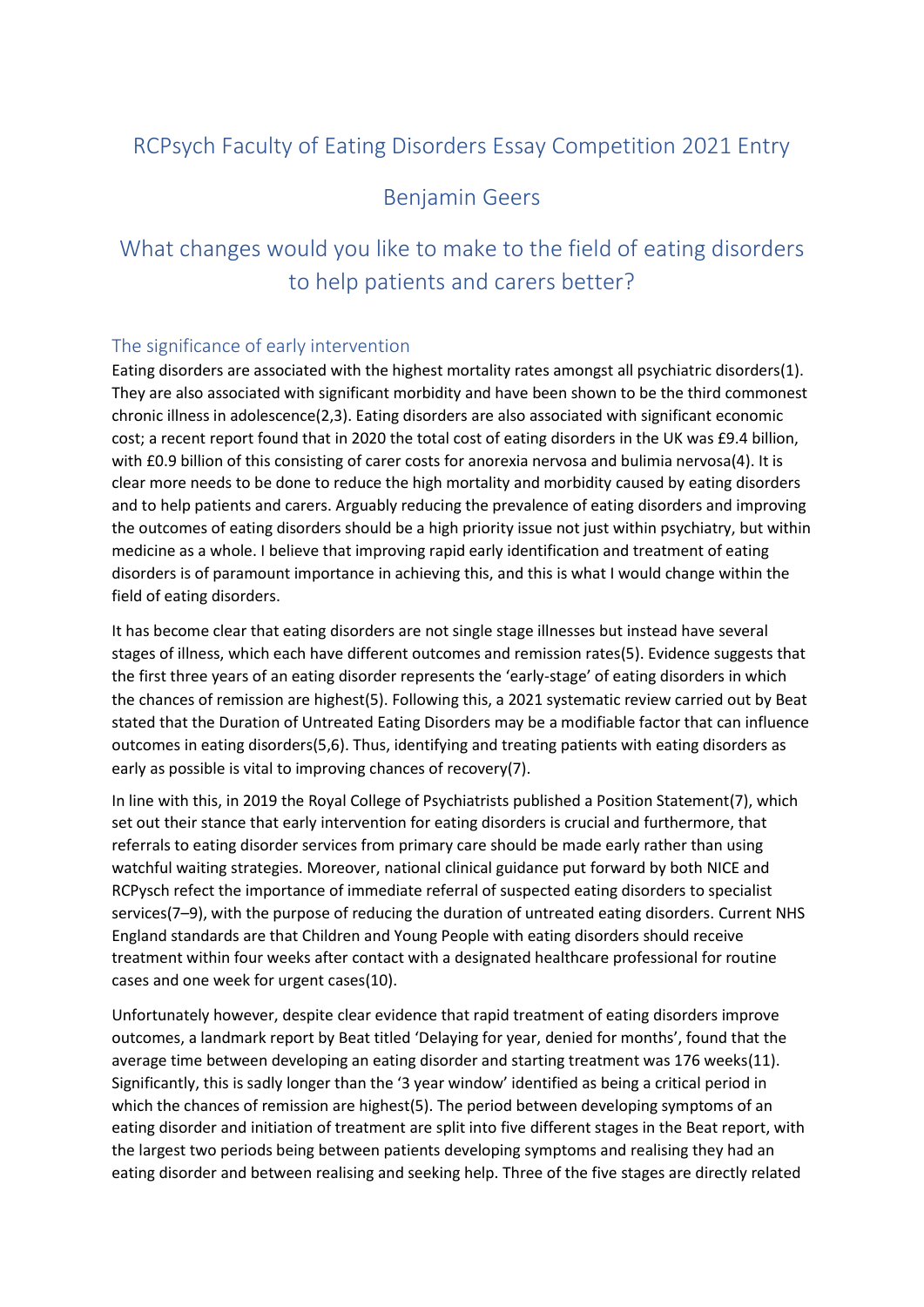# RCPsych Faculty of Eating Disorders Essay Competition 2021 Entry

Benjamin Geers

## What changes would you like to make to the field of eating disorders to help patients and carers better?

### The significance of early intervention

Eating disorders are associated with the highest mortality rates amongst all psychiatric disorders(1). They are also associated with significant morbidity and have been shown to be the third commonest chronic illness in adolescence(2,3). Eating disorders are also associated with significant economic cost; a recent report found that in 2020 the total cost of eating disorders in the UK was £9.4 billion, with £0.9 billion of this consisting of carer costs for anorexia nervosa and bulimia nervosa(4). It is clear more needs to be done to reduce the high mortality and morbidity caused by eating disorders and to help patients and carers. Arguably reducing the prevalence of eating disorders and improving the outcomes of eating disorders should be a high priority issue not just within psychiatry, but within medicine as a whole. I believe that improving rapid early identification and treatment of eating disorders is of paramount importance in achieving this, and this is what I would change within the field of eating disorders.

It has become clear that eating disorders are not single stage illnesses but instead have several stages of illness, which each have different outcomes and remission rates(5). Evidence suggests that the first three years of an eating disorder represents the 'early-stage' of eating disorders in which the chances of remission are highest(5). Following this, a 2021 systematic review carried out by Beat stated that the Duration of Untreated Eating Disorders may be a modifiable factor that can influence outcomes in eating disorders(5,6). Thus, identifying and treating patients with eating disorders as early as possible is vital to improving chances of recovery(7).

In line with this, in 2019 the Royal College of Psychiatrists published a Position Statement(7), which set out their stance that early intervention for eating disorders is crucial and furthermore, that referrals to eating disorder services from primary care should be made early rather than using watchful waiting strategies. Moreover, national clinical guidance put forward by both NICE and RCPysch refect the importance of immediate referral of suspected eating disorders to specialist services(7–9), with the purpose of reducing the duration of untreated eating disorders. Current NHS England standards are that Children and Young People with eating disorders should receive treatment within four weeks after contact with a designated healthcare professional for routine cases and one week for urgent cases(10).

Unfortunately however, despite clear evidence that rapid treatment of eating disorders improve outcomes, a landmark report by Beat titled 'Delaying for year, denied for months', found that the average time between developing an eating disorder and starting treatment was 176 weeks(11). Significantly, this is sadly longer than the '3 year window' identified as being a critical period in which the chances of remission are highest(5). The period between developing symptoms of an eating disorder and initiation of treatment are split into five different stages in the Beat report, with the largest two periods being between patients developing symptoms and realising they had an eating disorder and between realising and seeking help. Three of the five stages are directly related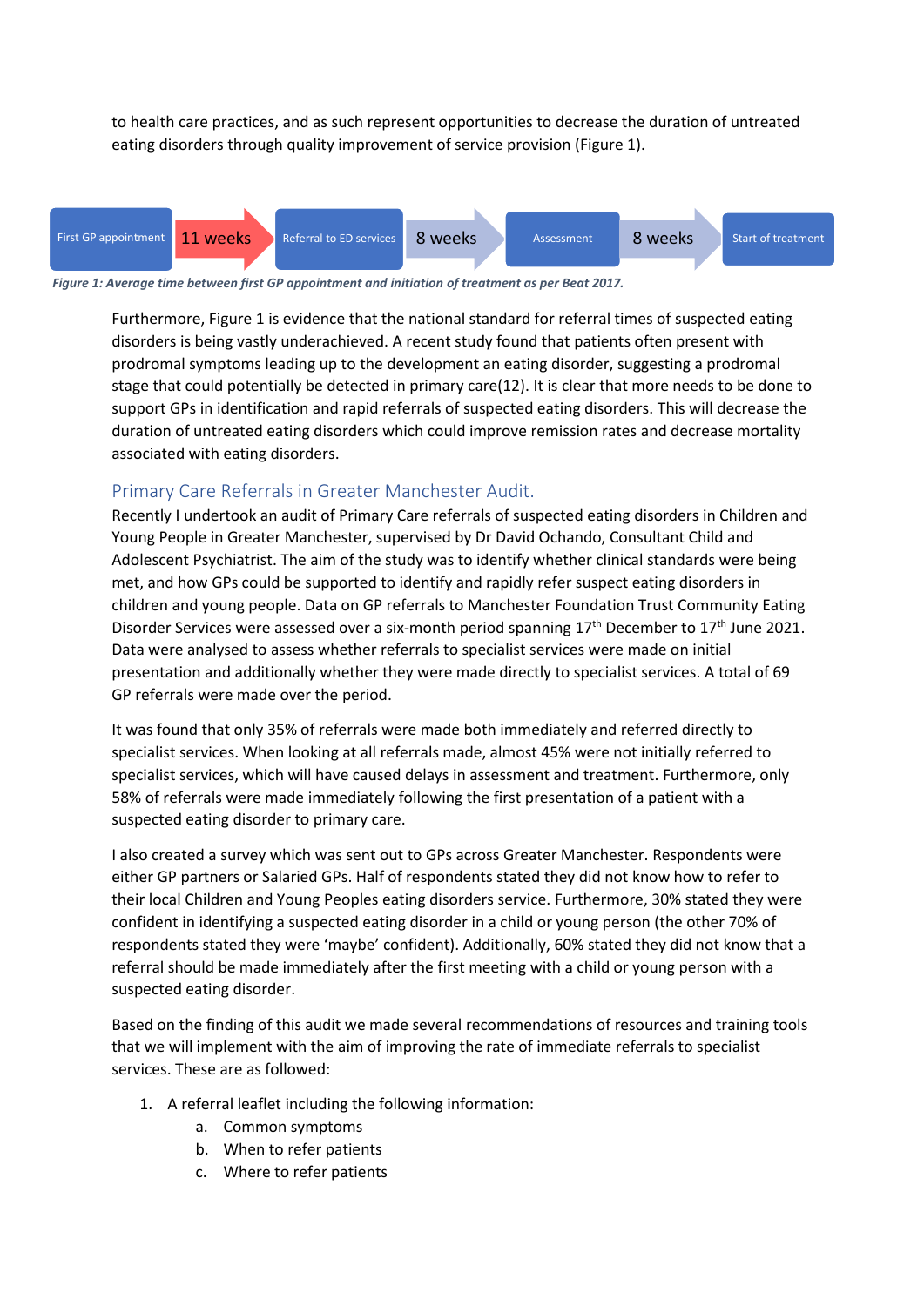to health care practices, and as such represent opportunities to decrease the duration of untreated eating disorders through quality improvement of service provision (Figure 1).

First GP appointment → 11 weeks → Referral to ED services → 8 weeks → Assessment → 8 weeks → Start of treatment

*Figure 1: Average time between first GP appointment and initiation of treatment as per Beat 2017.*

Furthermore, Figure 1 is evidence that the national standard for referral times of suspected eating disorders is being vastly underachieved. A recent study found that patients often present with prodromal symptoms leading up to the development an eating disorder, suggesting a prodromal stage that could potentially be detected in primary care(12). It is clear that more needs to be done to support GPs in identification and rapid referrals of suspected eating disorders. This will decrease the duration of untreated eating disorders which could improve remission rates and decrease mortality associated with eating disorders.

## Primary Care Referrals in Greater Manchester Audit.

Recently I undertook an audit of Primary Care referrals of suspected eating disorders in Children and Young People in Greater Manchester, supervised by Dr David Ochando, Consultant Child and Adolescent Psychiatrist. The aim of the study was to identify whether clinical standards were being met, and how GPs could be supported to identify and rapidly refer suspect eating disorders in children and young people. Data on GP referrals to Manchester Foundation Trust Community Eating Disorder Services were assessed over a six-month period spanning 17th December to 17th June 2021. Data were analysed to assess whether referrals to specialist services were made on initial presentation and additionally whether they were made directly to specialist services. A total of 69 GP referrals were made over the period.

It was found that only 35% of referrals were made both immediately and referred directly to specialist services. When looking at all referrals made, almost 45% were not initially referred to specialist services, which will have caused delays in assessment and treatment. Furthermore, only 58% of referrals were made immediately following the first presentation of a patient with a suspected eating disorder to primary care.

I also created a survey which was sent out to GPs across Greater Manchester. Respondents were either GP partners or Salaried GPs. Half of respondents stated they did not know how to refer to their local Children and Young Peoples eating disorders service. Furthermore, 30% stated they were confident in identifying a suspected eating disorder in a child or young person (the other 70% of respondents stated they were 'maybe' confident). Additionally, 60% stated they did not know that a referral should be made immediately after the first meeting with a child or young person with a suspected eating disorder.

Based on the finding of this audit we made several recommendations of resources and training tools that we will implement with the aim of improving the rate of immediate referrals to specialist services. These are as followed:

1. A referral leaflet including the following information:
    a. Common symptoms
    b. When to refer patients
    c. Where to refer patients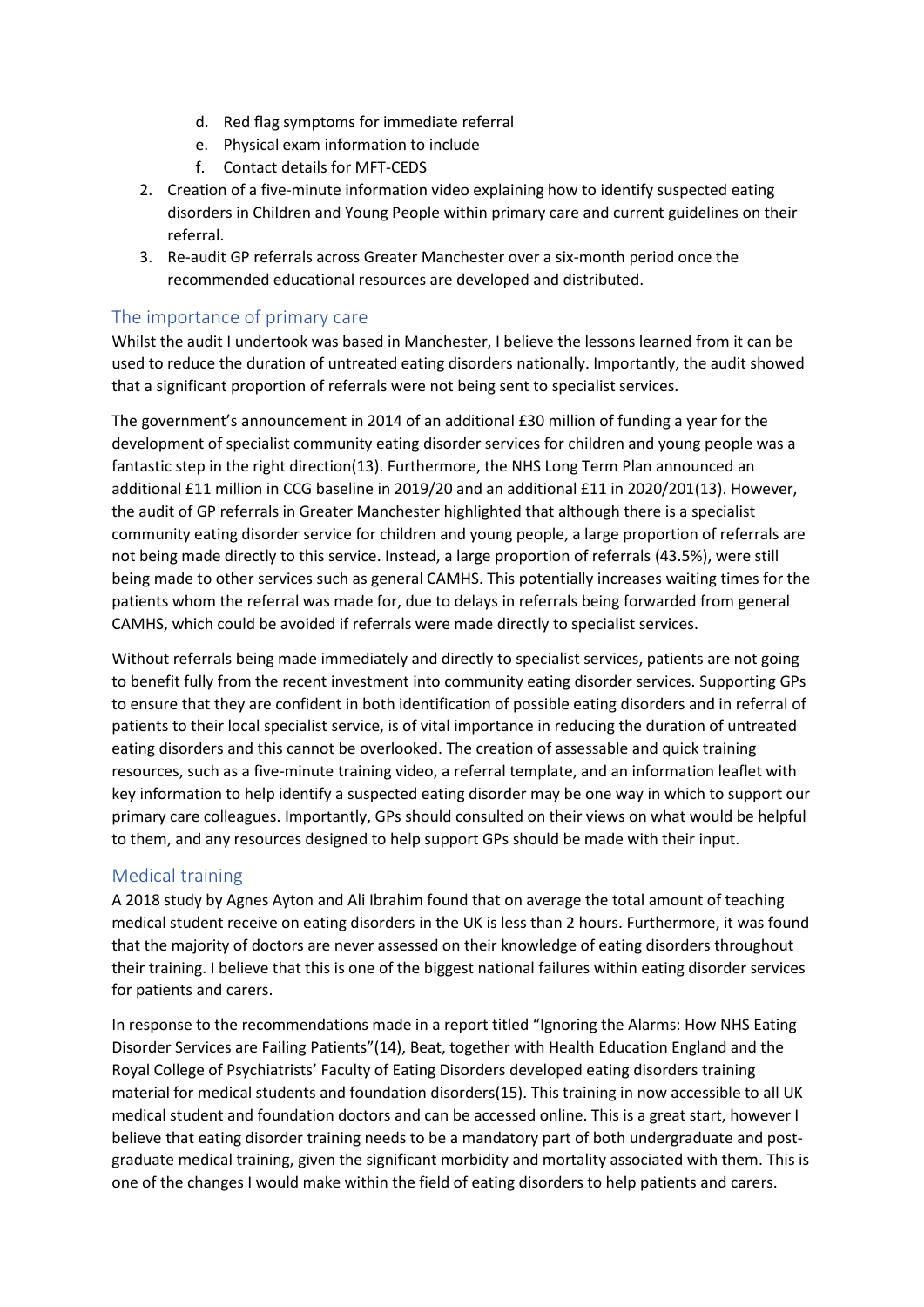d. Red flag symptoms for immediate referral
   e. Physical exam information to include
   f. Contact details for MFT-CEDS
2. Creation of a five-minute information video explaining how to identify suspected eating disorders in Children and Young People within primary care and current guidelines on their referral.
3. Re-audit GP referrals across Greater Manchester over a six-month period once the recommended educational resources are developed and distributed.

## The importance of primary care

Whilst the audit I undertook was based in Manchester, I believe the lessons learned from it can be used to reduce the duration of untreated eating disorders nationally. Importantly, the audit showed that a significant proportion of referrals were not being sent to specialist services.

The government's announcement in 2014 of an additional £30 million of funding a year for the development of specialist community eating disorder services for children and young people was a fantastic step in the right direction(13). Furthermore, the NHS Long Term Plan announced an additional £11 million in CCG baseline in 2019/20 and an additional £11 in 2020/201(13). However, the audit of GP referrals in Greater Manchester highlighted that although there is a specialist community eating disorder service for children and young people, a large proportion of referrals are not being made directly to this service. Instead, a large proportion of referrals (43.5%), were still being made to other services such as general CAMHS. This potentially increases waiting times for the patients whom the referral was made for, due to delays in referrals being forwarded from general CAMHS, which could be avoided if referrals were made directly to specialist services.

Without referrals being made immediately and directly to specialist services, patients are not going to benefit fully from the recent investment into community eating disorder services. Supporting GPs to ensure that they are confident in both identification of possible eating disorders and in referral of patients to their local specialist service, is of vital importance in reducing the duration of untreated eating disorders and this cannot be overlooked. The creation of assessable and quick training resources, such as a five-minute training video, a referral template, and an information leaflet with key information to help identify a suspected eating disorder may be one way in which to support our primary care colleagues. Importantly, GPs should consulted on their views on what would be helpful to them, and any resources designed to help support GPs should be made with their input.

## Medical training

A 2018 study by Agnes Ayton and Ali Ibrahim found that on average the total amount of teaching medical student receive on eating disorders in the UK is less than 2 hours. Furthermore, it was found that the majority of doctors are never assessed on their knowledge of eating disorders throughout their training. I believe that this is one of the biggest national failures within eating disorder services for patients and carers.

In response to the recommendations made in a report titled "Ignoring the Alarms: How NHS Eating Disorder Services are Failing Patients"(14), Beat, together with Health Education England and the Royal College of Psychiatrists' Faculty of Eating Disorders developed eating disorders training material for medical students and foundation disorders(15). This training in now accessible to all UK medical student and foundation doctors and can be accessed online. This is a great start, however I believe that eating disorder training needs to be a mandatory part of both undergraduate and post-graduate medical training, given the significant morbidity and mortality associated with them. This is one of the changes I would make within the field of eating disorders to help patients and carers.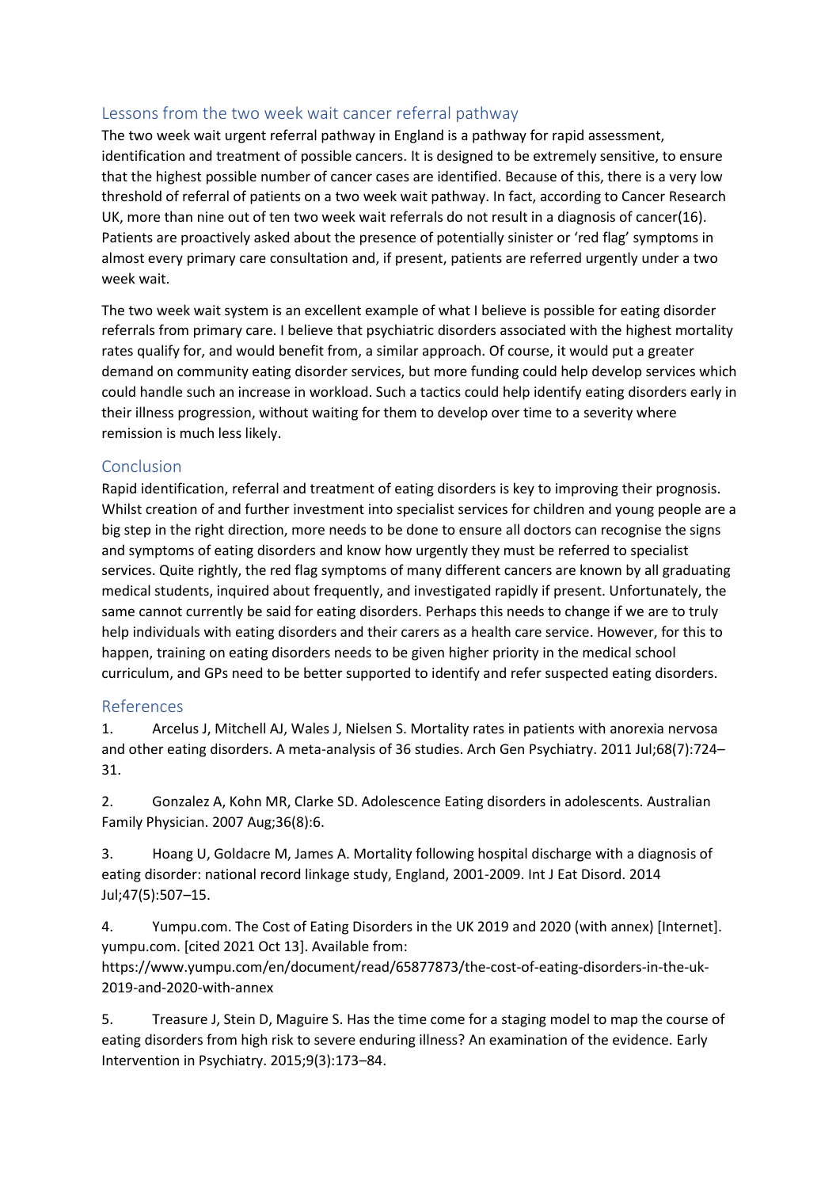## Lessons from the two week wait cancer referral pathway

The two week wait urgent referral pathway in England is a pathway for rapid assessment, identification and treatment of possible cancers. It is designed to be extremely sensitive, to ensure that the highest possible number of cancer cases are identified. Because of this, there is a very low threshold of referral of patients on a two week wait pathway. In fact, according to Cancer Research UK, more than nine out of ten two week wait referrals do not result in a diagnosis of cancer(16). Patients are proactively asked about the presence of potentially sinister or 'red flag' symptoms in almost every primary care consultation and, if present, patients are referred urgently under a two week wait.

The two week wait system is an excellent example of what I believe is possible for eating disorder referrals from primary care. I believe that psychiatric disorders associated with the highest mortality rates qualify for, and would benefit from, a similar approach. Of course, it would put a greater demand on community eating disorder services, but more funding could help develop services which could handle such an increase in workload. Such a tactics could help identify eating disorders early in their illness progression, without waiting for them to develop over time to a severity where remission is much less likely.

## Conclusion

Rapid identification, referral and treatment of eating disorders is key to improving their prognosis. Whilst creation of and further investment into specialist services for children and young people are a big step in the right direction, more needs to be done to ensure all doctors can recognise the signs and symptoms of eating disorders and know how urgently they must be referred to specialist services. Quite rightly, the red flag symptoms of many different cancers are known by all graduating medical students, inquired about frequently, and investigated rapidly if present. Unfortunately, the same cannot currently be said for eating disorders. Perhaps this needs to change if we are to truly help individuals with eating disorders and their carers as a health care service. However, for this to happen, training on eating disorders needs to be given higher priority in the medical school curriculum, and GPs need to be better supported to identify and refer suspected eating disorders.

## References

1. Arcelus J, Mitchell AJ, Wales J, Nielsen S. Mortality rates in patients with anorexia nervosa and other eating disorders. A meta-analysis of 36 studies. Arch Gen Psychiatry. 2011 Jul;68(7):724–31.

2. Gonzalez A, Kohn MR, Clarke SD. Adolescence Eating disorders in adolescents. Australian Family Physician. 2007 Aug;36(8):6.

3. Hoang U, Goldacre M, James A. Mortality following hospital discharge with a diagnosis of eating disorder: national record linkage study, England, 2001-2009. Int J Eat Disord. 2014 Jul;47(5):507–15.

4. Yumpu.com. The Cost of Eating Disorders in the UK 2019 and 2020 (with annex) [Internet]. yumpu.com. [cited 2021 Oct 13]. Available from: https://www.yumpu.com/en/document/read/65877873/the-cost-of-eating-disorders-in-the-uk-2019-and-2020-with-annex

5. Treasure J, Stein D, Maguire S. Has the time come for a staging model to map the course of eating disorders from high risk to severe enduring illness? An examination of the evidence. Early Intervention in Psychiatry. 2015;9(3):173–84.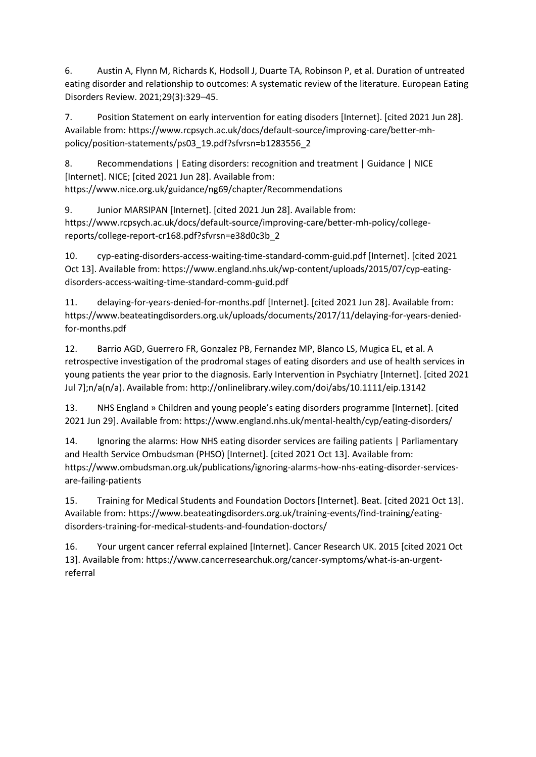6. Austin A, Flynn M, Richards K, Hodsoll J, Duarte TA, Robinson P, et al. Duration of untreated eating disorder and relationship to outcomes: A systematic review of the literature. European Eating Disorders Review. 2021;29(3):329–45.

7. Position Statement on early intervention for eating disoders [Internet]. [cited 2021 Jun 28]. Available from: https://www.rcpsych.ac.uk/docs/default-source/improving-care/better-mh-policy/position-statements/ps03_19.pdf?sfvrsn=b1283556_2

8. Recommendations | Eating disorders: recognition and treatment | Guidance | NICE [Internet]. NICE; [cited 2021 Jun 28]. Available from: https://www.nice.org.uk/guidance/ng69/chapter/Recommendations

9. Junior MARSIPAN [Internet]. [cited 2021 Jun 28]. Available from: https://www.rcpsych.ac.uk/docs/default-source/improving-care/better-mh-policy/college-reports/college-report-cr168.pdf?sfvrsn=e38d0c3b_2

10. cyp-eating-disorders-access-waiting-time-standard-comm-guid.pdf [Internet]. [cited 2021 Oct 13]. Available from: https://www.england.nhs.uk/wp-content/uploads/2015/07/cyp-eating-disorders-access-waiting-time-standard-comm-guid.pdf

11. delaying-for-years-denied-for-months.pdf [Internet]. [cited 2021 Jun 28]. Available from: https://www.beateatingdisorders.org.uk/uploads/documents/2017/11/delaying-for-years-denied-for-months.pdf

12. Barrio AGD, Guerrero FR, Gonzalez PB, Fernandez MP, Blanco LS, Mugica EL, et al. A retrospective investigation of the prodromal stages of eating disorders and use of health services in young patients the year prior to the diagnosis. Early Intervention in Psychiatry [Internet]. [cited 2021 Jul 7];n/a(n/a). Available from: http://onlinelibrary.wiley.com/doi/abs/10.1111/eip.13142

13. NHS England » Children and young people's eating disorders programme [Internet]. [cited 2021 Jun 29]. Available from: https://www.england.nhs.uk/mental-health/cyp/eating-disorders/

14. Ignoring the alarms: How NHS eating disorder services are failing patients | Parliamentary and Health Service Ombudsman (PHSO) [Internet]. [cited 2021 Oct 13]. Available from: https://www.ombudsman.org.uk/publications/ignoring-alarms-how-nhs-eating-disorder-services-are-failing-patients

15. Training for Medical Students and Foundation Doctors [Internet]. Beat. [cited 2021 Oct 13]. Available from: https://www.beateatingdisorders.org.uk/training-events/find-training/eating-disorders-training-for-medical-students-and-foundation-doctors/

16. Your urgent cancer referral explained [Internet]. Cancer Research UK. 2015 [cited 2021 Oct 13]. Available from: https://www.cancerresearchuk.org/cancer-symptoms/what-is-an-urgent-referral